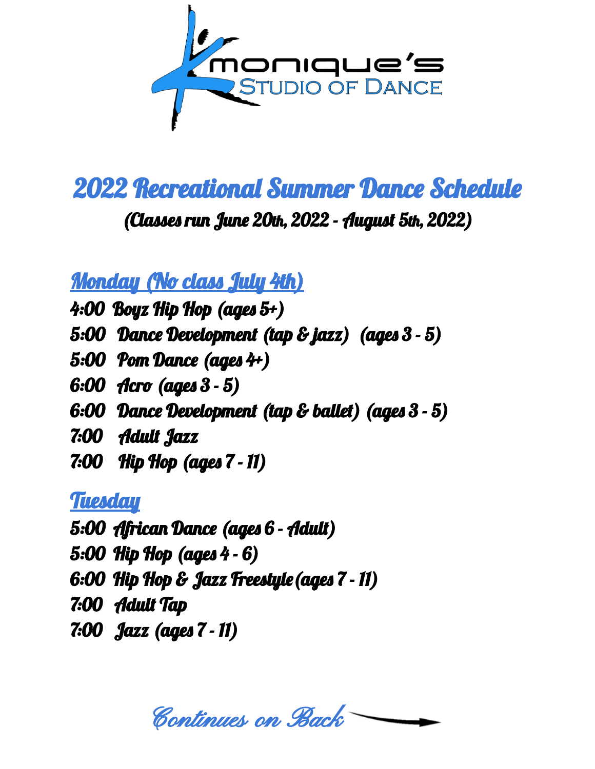# Monique's Studio of Dance

## 2022 Recreational Summer Dance Schedule

**(Classes run June 20th, 2022 - August 5th, 2022)**

### Monday (No class July 4th)

4:00 Boyz Hip Hop (ages 5+)
5:00 Dance Development (tap & jazz) (ages 3 - 5)
5:00 Pom Dance (ages 4+)
6:00 Acro (ages 3 - 5)
6:00 Dance Development (tap & ballet) (ages 3 - 5)
7:00 Adult Jazz
7:00 Hip Hop (ages 7 - 11)

### Tuesday

5:00 African Dance (ages 6 - Adult)
5:00 Hip Hop (ages 4 - 6)
6:00 Hip Hop & Jazz Freestyle (ages 7 - 11)
7:00 Adult Tap
7:00 Jazz (ages 7 - 11)

*Continues on Back* →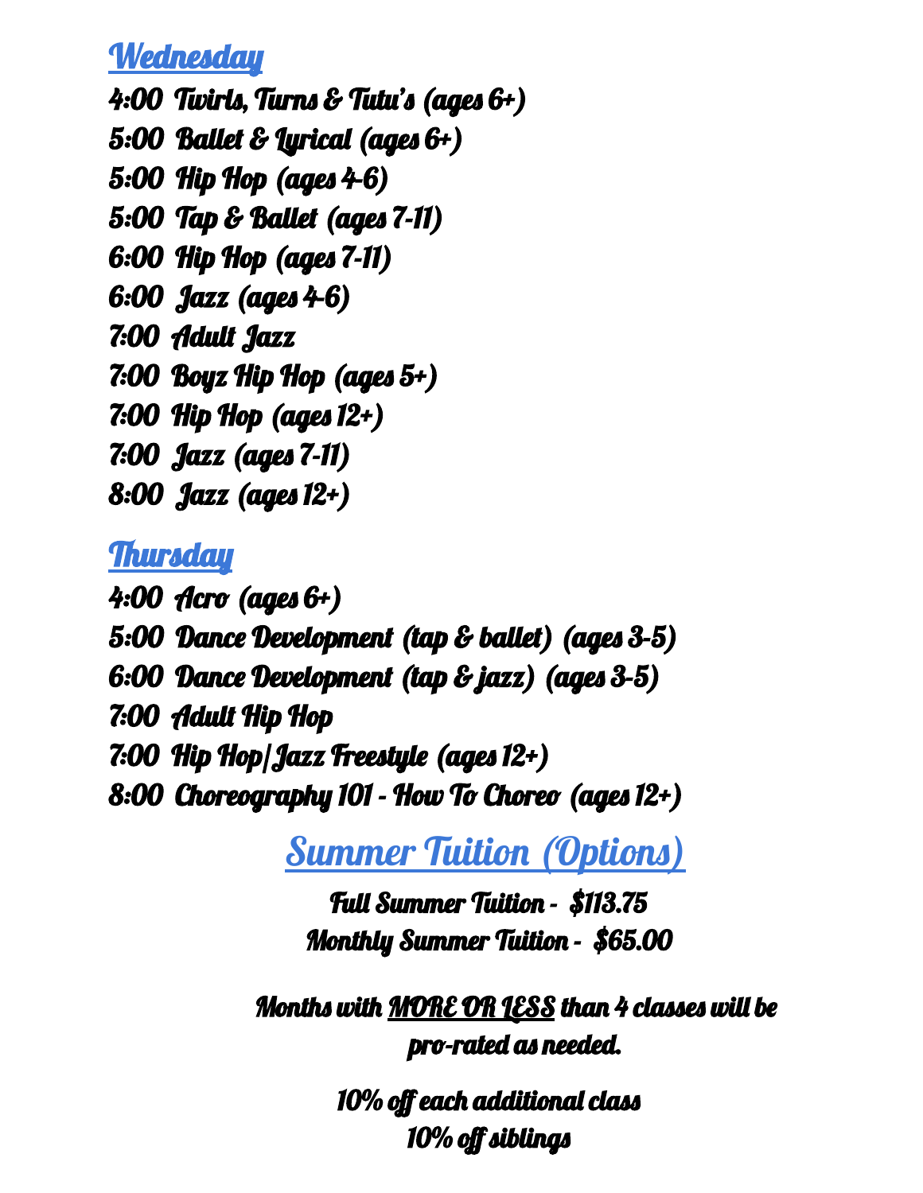## Wednesday

4:00 Twirls, Turns & Tutu's (ages 6+)
5:00 Ballet & Lyrical (ages 6+)
5:00 Hip Hop (ages 4-6)
5:00 Tap & Ballet (ages 7-11)
6:00 Hip Hop (ages 7-11)
6:00 Jazz (ages 4-6)
7:00 Adult Jazz
7:00 Boyz Hip Hop (ages 5+)
7:00 Hip Hop (ages 12+)
7:00 Jazz (ages 7-11)
8:00 Jazz (ages 12+)

## Thursday

4:00 Acro (ages 6+)
5:00 Dance Development (tap & ballet) (ages 3-5)
6:00 Dance Development (tap & jazz) (ages 3-5)
7:00 Adult Hip Hop
7:00 Hip Hop/Jazz Freestyle (ages 12+)
8:00 Choreography 101 - How To Choreo (ages 12+)

## Summer Tuition (Options)

**Full Summer Tuition - $113.75**
**Monthly Summer Tuition - $65.00**

**Months with MORE OR LESS than 4 classes will be pro-rated as needed.**

**10% off each additional class**
**10% off siblings**